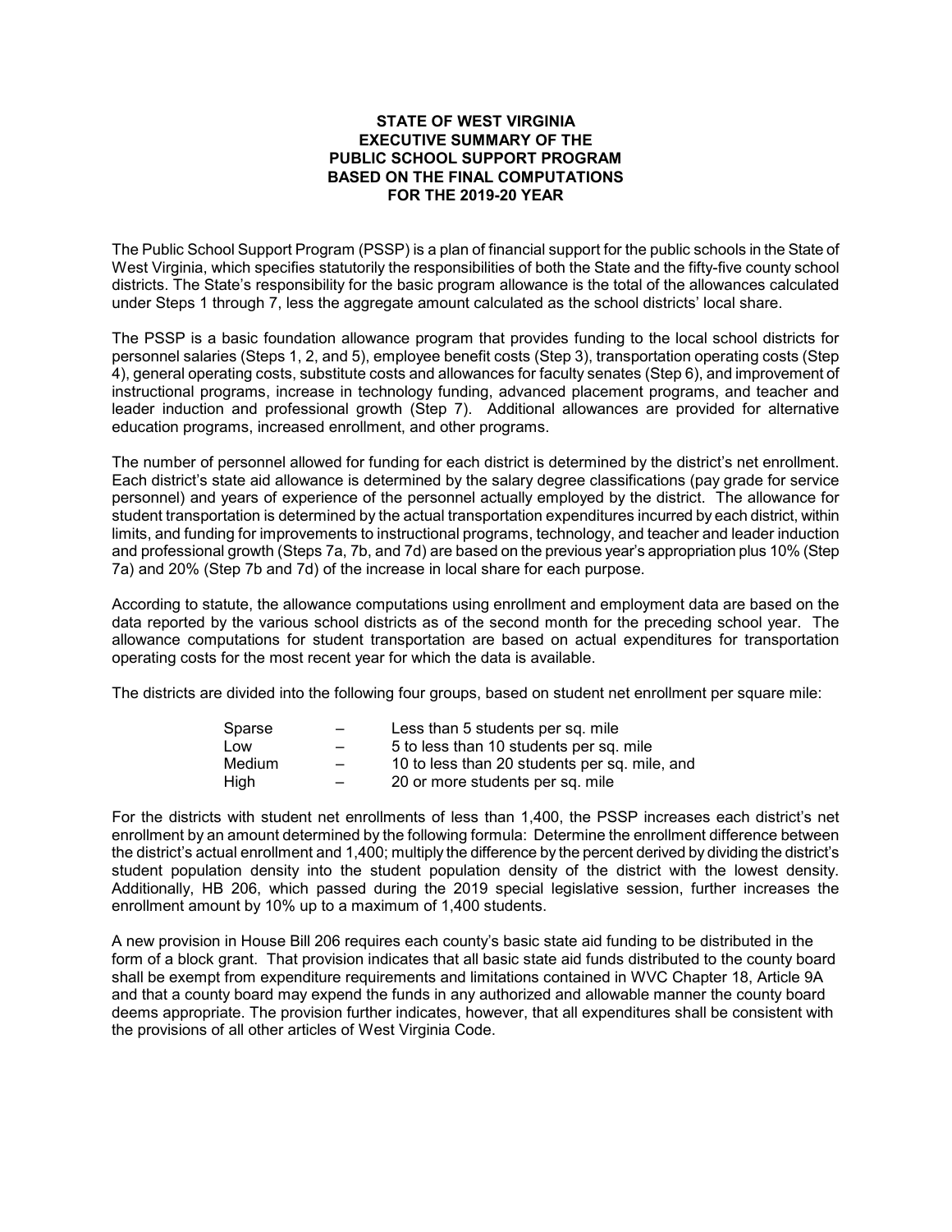**STATE OF WEST VIRGINIA**
**EXECUTIVE SUMMARY OF THE**
**PUBLIC SCHOOL SUPPORT PROGRAM**
**BASED ON THE FINAL COMPUTATIONS**
**FOR THE 2019-20 YEAR**

The Public School Support Program (PSSP) is a plan of financial support for the public schools in the State of West Virginia, which specifies statutorily the responsibilities of both the State and the fifty-five county school districts. The State's responsibility for the basic program allowance is the total of the allowances calculated under Steps 1 through 7, less the aggregate amount calculated as the school districts' local share.

The PSSP is a basic foundation allowance program that provides funding to the local school districts for personnel salaries (Steps 1, 2, and 5), employee benefit costs (Step 3), transportation operating costs (Step 4), general operating costs, substitute costs and allowances for faculty senates (Step 6), and improvement of instructional programs, increase in technology funding, advanced placement programs, and teacher and leader induction and professional growth (Step 7). Additional allowances are provided for alternative education programs, increased enrollment, and other programs.

The number of personnel allowed for funding for each district is determined by the district's net enrollment. Each district's state aid allowance is determined by the salary degree classifications (pay grade for service personnel) and years of experience of the personnel actually employed by the district. The allowance for student transportation is determined by the actual transportation expenditures incurred by each district, within limits, and funding for improvements to instructional programs, technology, and teacher and leader induction and professional growth (Steps 7a, 7b, and 7d) are based on the previous year's appropriation plus 10% (Step 7a) and 20% (Step 7b and 7d) of the increase in local share for each purpose.

According to statute, the allowance computations using enrollment and employment data are based on the data reported by the various school districts as of the second month for the preceding school year. The allowance computations for student transportation are based on actual expenditures for transportation operating costs for the most recent year for which the data is available.

The districts are divided into the following four groups, based on student net enrollment per square mile:

| | | |
|---|---|---|
| Sparse | – | Less than 5 students per sq. mile |
| Low | – | 5 to less than 10 students per sq. mile |
| Medium | – | 10 to less than 20 students per sq. mile, and |
| High | – | 20 or more students per sq. mile |

For the districts with student net enrollments of less than 1,400, the PSSP increases each district's net enrollment by an amount determined by the following formula: Determine the enrollment difference between the district's actual enrollment and 1,400; multiply the difference by the percent derived by dividing the district's student population density into the student population density of the district with the lowest density. Additionally, HB 206, which passed during the 2019 special legislative session, further increases the enrollment amount by 10% up to a maximum of 1,400 students.

A new provision in House Bill 206 requires each county's basic state aid funding to be distributed in the form of a block grant. That provision indicates that all basic state aid funds distributed to the county board shall be exempt from expenditure requirements and limitations contained in WVC Chapter 18, Article 9A and that a county board may expend the funds in any authorized and allowable manner the county board deems appropriate. The provision further indicates, however, that all expenditures shall be consistent with the provisions of all other articles of West Virginia Code.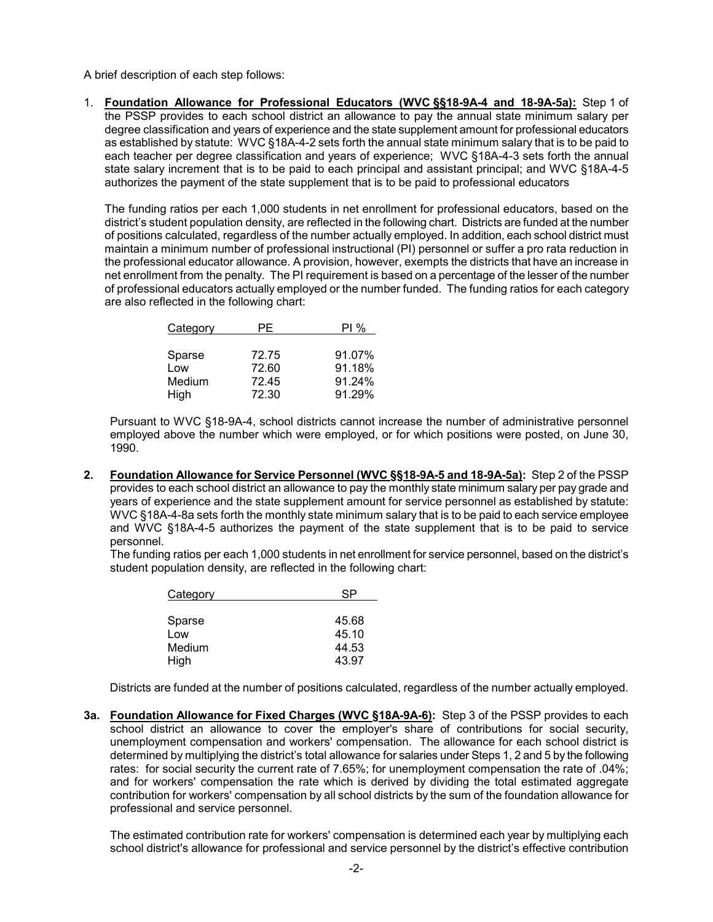A brief description of each step follows:

1. **Foundation Allowance for Professional Educators (WVC §§18-9A-4 and 18-9A-5a):** Step 1 of the PSSP provides to each school district an allowance to pay the annual state minimum salary per degree classification and years of experience and the state supplement amount for professional educators as established by statute: WVC §18A-4-2 sets forth the annual state minimum salary that is to be paid to each teacher per degree classification and years of experience; WVC §18A-4-3 sets forth the annual state salary increment that is to be paid to each principal and assistant principal; and WVC §18A-4-5 authorizes the payment of the state supplement that is to be paid to professional educators

   The funding ratios per each 1,000 students in net enrollment for professional educators, based on the district's student population density, are reflected in the following chart. Districts are funded at the number of positions calculated, regardless of the number actually employed. In addition, each school district must maintain a minimum number of professional instructional (PI) personnel or suffer a pro rata reduction in the professional educator allowance. A provision, however, exempts the districts that have an increase in net enrollment from the penalty. The PI requirement is based on a percentage of the lesser of the number of professional educators actually employed or the number funded. The funding ratios for each category are also reflected in the following chart:

   | Category | PE | PI % |
   |---|---|---|
   | Sparse | 72.75 | 91.07% |
   | Low | 72.60 | 91.18% |
   | Medium | 72.45 | 91.24% |
   | High | 72.30 | 91.29% |

   Pursuant to WVC §18-9A-4, school districts cannot increase the number of administrative personnel employed above the number which were employed, or for which positions were posted, on June 30, 1990.

2. **Foundation Allowance for Service Personnel (WVC §§18-9A-5 and 18-9A-5a):** Step 2 of the PSSP provides to each school district an allowance to pay the monthly state minimum salary per pay grade and years of experience and the state supplement amount for service personnel as established by statute: WVC §18A-4-8a sets forth the monthly state minimum salary that is to be paid to each service employee and WVC §18A-4-5 authorizes the payment of the state supplement that is to be paid to service personnel.

   The funding ratios per each 1,000 students in net enrollment for service personnel, based on the district's student population density, are reflected in the following chart:

   | Category | SP |
   |---|---|
   | Sparse | 45.68 |
   | Low | 45.10 |
   | Medium | 44.53 |
   | High | 43.97 |

   Districts are funded at the number of positions calculated, regardless of the number actually employed.

3a. **Foundation Allowance for Fixed Charges (WVC §18A-9A-6):** Step 3 of the PSSP provides to each school district an allowance to cover the employer's share of contributions for social security, unemployment compensation and workers' compensation. The allowance for each school district is determined by multiplying the district's total allowance for salaries under Steps 1, 2 and 5 by the following rates: for social security the current rate of 7.65%; for unemployment compensation the rate of .04%; and for workers' compensation the rate which is derived by dividing the total estimated aggregate contribution for workers' compensation by all school districts by the sum of the foundation allowance for professional and service personnel.

   The estimated contribution rate for workers' compensation is determined each year by multiplying each school district's allowance for professional and service personnel by the district's effective contribution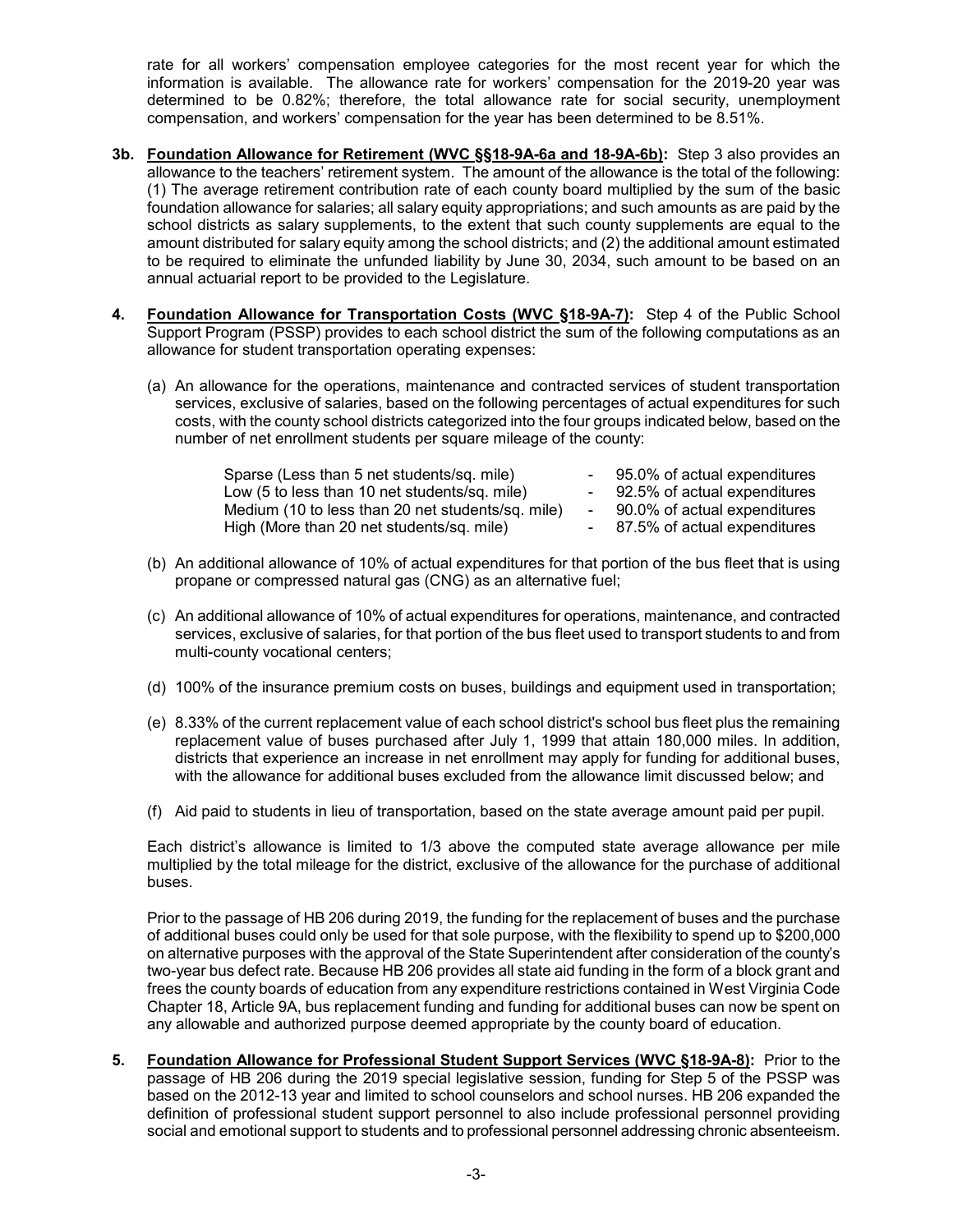rate for all workers' compensation employee categories for the most recent year for which the information is available. The allowance rate for workers' compensation for the 2019-20 year was determined to be 0.82%; therefore, the total allowance rate for social security, unemployment compensation, and workers' compensation for the year has been determined to be 8.51%.

**3b. Foundation Allowance for Retirement (WVC §§18-9A-6a and 18-9A-6b):** Step 3 also provides an allowance to the teachers' retirement system. The amount of the allowance is the total of the following: (1) The average retirement contribution rate of each county board multiplied by the sum of the basic foundation allowance for salaries; all salary equity appropriations; and such amounts as are paid by the school districts as salary supplements, to the extent that such county supplements are equal to the amount distributed for salary equity among the school districts; and (2) the additional amount estimated to be required to eliminate the unfunded liability by June 30, 2034, such amount to be based on an annual actuarial report to be provided to the Legislature.

**4. Foundation Allowance for Transportation Costs (WVC §18-9A-7):** Step 4 of the Public School Support Program (PSSP) provides to each school district the sum of the following computations as an allowance for student transportation operating expenses:

(a) An allowance for the operations, maintenance and contracted services of student transportation services, exclusive of salaries, based on the following percentages of actual expenditures for such costs, with the county school districts categorized into the four groups indicated below, based on the number of net enrollment students per square mileage of the county:

| | | |
|---|---|---|
| Sparse (Less than 5 net students/sq. mile) | - | 95.0% of actual expenditures |
| Low (5 to less than 10 net students/sq. mile) | - | 92.5% of actual expenditures |
| Medium (10 to less than 20 net students/sq. mile) | - | 90.0% of actual expenditures |
| High (More than 20 net students/sq. mile) | - | 87.5% of actual expenditures |

(b) An additional allowance of 10% of actual expenditures for that portion of the bus fleet that is using propane or compressed natural gas (CNG) as an alternative fuel;

(c) An additional allowance of 10% of actual expenditures for operations, maintenance, and contracted services, exclusive of salaries, for that portion of the bus fleet used to transport students to and from multi-county vocational centers;

(d) 100% of the insurance premium costs on buses, buildings and equipment used in transportation;

(e) 8.33% of the current replacement value of each school district's school bus fleet plus the remaining replacement value of buses purchased after July 1, 1999 that attain 180,000 miles. In addition, districts that experience an increase in net enrollment may apply for funding for additional buses, with the allowance for additional buses excluded from the allowance limit discussed below; and

(f) Aid paid to students in lieu of transportation, based on the state average amount paid per pupil.

Each district's allowance is limited to 1/3 above the computed state average allowance per mile multiplied by the total mileage for the district, exclusive of the allowance for the purchase of additional buses.

Prior to the passage of HB 206 during 2019, the funding for the replacement of buses and the purchase of additional buses could only be used for that sole purpose, with the flexibility to spend up to $200,000 on alternative purposes with the approval of the State Superintendent after consideration of the county's two-year bus defect rate. Because HB 206 provides all state aid funding in the form of a block grant and frees the county boards of education from any expenditure restrictions contained in West Virginia Code Chapter 18, Article 9A, bus replacement funding and funding for additional buses can now be spent on any allowable and authorized purpose deemed appropriate by the county board of education.

**5. Foundation Allowance for Professional Student Support Services (WVC §18-9A-8):** Prior to the passage of HB 206 during the 2019 special legislative session, funding for Step 5 of the PSSP was based on the 2012-13 year and limited to school counselors and school nurses. HB 206 expanded the definition of professional student support personnel to also include professional personnel providing social and emotional support to students and to professional personnel addressing chronic absenteeism.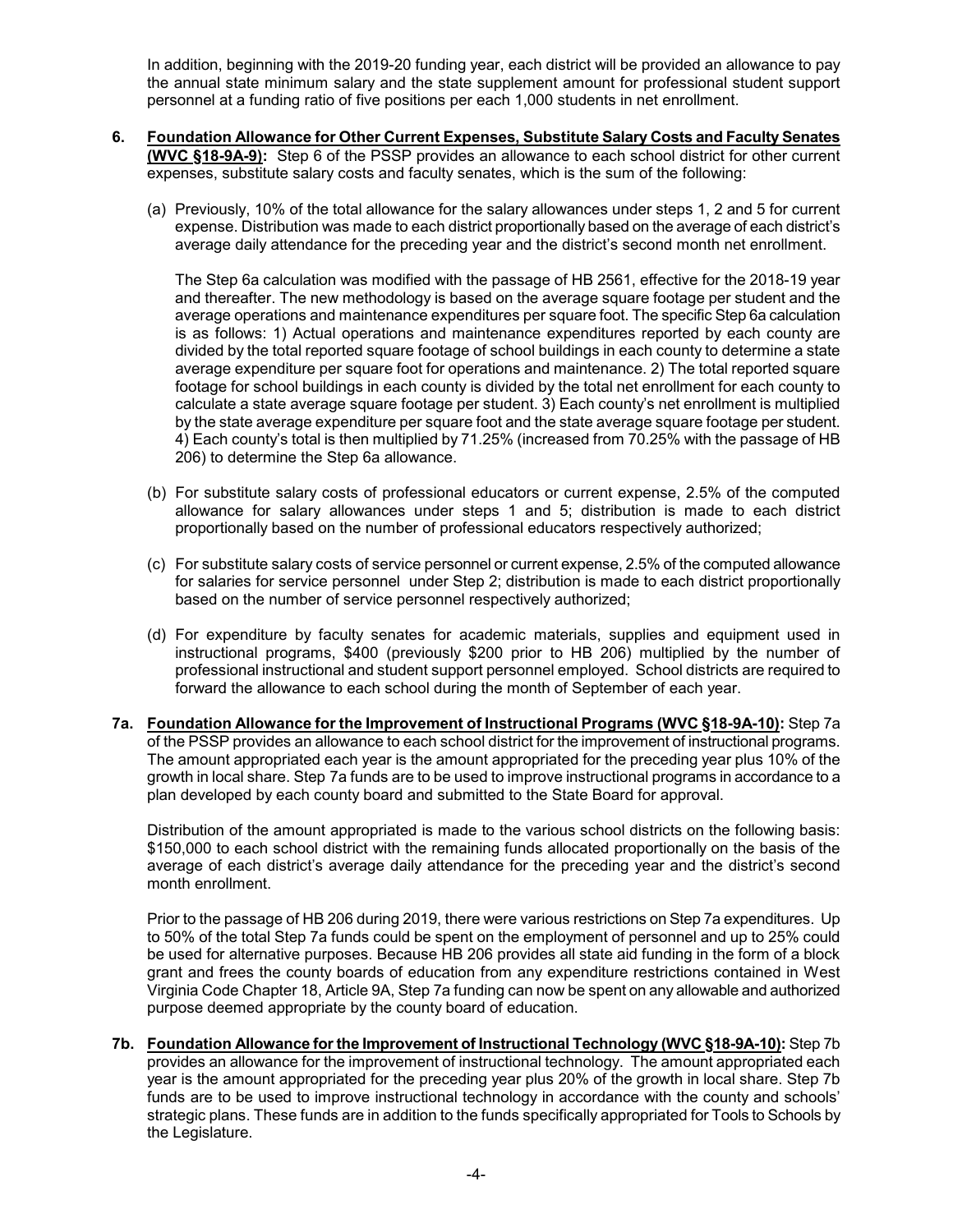In addition, beginning with the 2019-20 funding year, each district will be provided an allowance to pay the annual state minimum salary and the state supplement amount for professional student support personnel at a funding ratio of five positions per each 1,000 students in net enrollment.

6. **Foundation Allowance for Other Current Expenses, Substitute Salary Costs and Faculty Senates (WVC §18-9A-9):** Step 6 of the PSSP provides an allowance to each school district for other current expenses, substitute salary costs and faculty senates, which is the sum of the following:

   (a) Previously, 10% of the total allowance for the salary allowances under steps 1, 2 and 5 for current expense. Distribution was made to each district proportionally based on the average of each district's average daily attendance for the preceding year and the district's second month net enrollment.

   The Step 6a calculation was modified with the passage of HB 2561, effective for the 2018-19 year and thereafter. The new methodology is based on the average square footage per student and the average operations and maintenance expenditures per square foot. The specific Step 6a calculation is as follows: 1) Actual operations and maintenance expenditures reported by each county are divided by the total reported square footage of school buildings in each county to determine a state average expenditure per square foot for operations and maintenance. 2) The total reported square footage for school buildings in each county is divided by the total net enrollment for each county to calculate a state average square footage per student. 3) Each county's net enrollment is multiplied by the state average expenditure per square foot and the state average square footage per student. 4) Each county's total is then multiplied by 71.25% (increased from 70.25% with the passage of HB 206) to determine the Step 6a allowance.

   (b) For substitute salary costs of professional educators or current expense, 2.5% of the computed allowance for salary allowances under steps 1 and 5; distribution is made to each district proportionally based on the number of professional educators respectively authorized;

   (c) For substitute salary costs of service personnel or current expense, 2.5% of the computed allowance for salaries for service personnel under Step 2; distribution is made to each district proportionally based on the number of service personnel respectively authorized;

   (d) For expenditure by faculty senates for academic materials, supplies and equipment used in instructional programs, $400 (previously $200 prior to HB 206) multiplied by the number of professional instructional and student support personnel employed. School districts are required to forward the allowance to each school during the month of September of each year.

**7a. Foundation Allowance for the Improvement of Instructional Programs (WVC §18-9A-10):** Step 7a of the PSSP provides an allowance to each school district for the improvement of instructional programs. The amount appropriated each year is the amount appropriated for the preceding year plus 10% of the growth in local share. Step 7a funds are to be used to improve instructional programs in accordance to a plan developed by each county board and submitted to the State Board for approval.

Distribution of the amount appropriated is made to the various school districts on the following basis: $150,000 to each school district with the remaining funds allocated proportionally on the basis of the average of each district's average daily attendance for the preceding year and the district's second month enrollment.

Prior to the passage of HB 206 during 2019, there were various restrictions on Step 7a expenditures. Up to 50% of the total Step 7a funds could be spent on the employment of personnel and up to 25% could be used for alternative purposes. Because HB 206 provides all state aid funding in the form of a block grant and frees the county boards of education from any expenditure restrictions contained in West Virginia Code Chapter 18, Article 9A, Step 7a funding can now be spent on any allowable and authorized purpose deemed appropriate by the county board of education.

**7b. Foundation Allowance for the Improvement of Instructional Technology (WVC §18-9A-10):** Step 7b provides an allowance for the improvement of instructional technology. The amount appropriated each year is the amount appropriated for the preceding year plus 20% of the growth in local share. Step 7b funds are to be used to improve instructional technology in accordance with the county and schools' strategic plans. These funds are in addition to the funds specifically appropriated for Tools to Schools by the Legislature.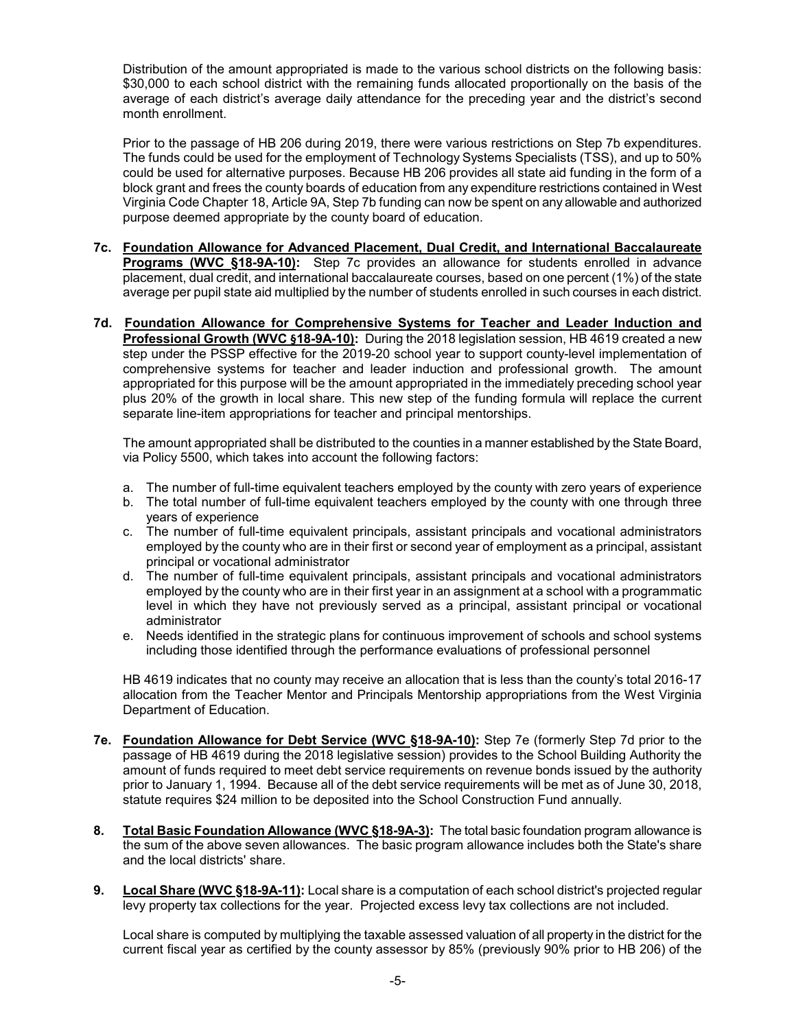Distribution of the amount appropriated is made to the various school districts on the following basis: $30,000 to each school district with the remaining funds allocated proportionally on the basis of the average of each district's average daily attendance for the preceding year and the district's second month enrollment.

Prior to the passage of HB 206 during 2019, there were various restrictions on Step 7b expenditures. The funds could be used for the employment of Technology Systems Specialists (TSS), and up to 50% could be used for alternative purposes. Because HB 206 provides all state aid funding in the form of a block grant and frees the county boards of education from any expenditure restrictions contained in West Virginia Code Chapter 18, Article 9A, Step 7b funding can now be spent on any allowable and authorized purpose deemed appropriate by the county board of education.

**7c. <u>Foundation Allowance for Advanced Placement, Dual Credit, and International Baccalaureate Programs (WVC §18-9A-10):</u>** Step 7c provides an allowance for students enrolled in advance placement, dual credit, and international baccalaureate courses, based on one percent (1%) of the state average per pupil state aid multiplied by the number of students enrolled in such courses in each district.

**7d. <u>Foundation Allowance for Comprehensive Systems for Teacher and Leader Induction and Professional Growth (WVC §18-9A-10):</u>** During the 2018 legislation session, HB 4619 created a new step under the PSSP effective for the 2019-20 school year to support county-level implementation of comprehensive systems for teacher and leader induction and professional growth. The amount appropriated for this purpose will be the amount appropriated in the immediately preceding school year plus 20% of the growth in local share. This new step of the funding formula will replace the current separate line-item appropriations for teacher and principal mentorships.

The amount appropriated shall be distributed to the counties in a manner established by the State Board, via Policy 5500, which takes into account the following factors:

a. The number of full-time equivalent teachers employed by the county with zero years of experience
b. The total number of full-time equivalent teachers employed by the county with one through three years of experience
c. The number of full-time equivalent principals, assistant principals and vocational administrators employed by the county who are in their first or second year of employment as a principal, assistant principal or vocational administrator
d. The number of full-time equivalent principals, assistant principals and vocational administrators employed by the county who are in their first year in an assignment at a school with a programmatic level in which they have not previously served as a principal, assistant principal or vocational administrator
e. Needs identified in the strategic plans for continuous improvement of schools and school systems including those identified through the performance evaluations of professional personnel

HB 4619 indicates that no county may receive an allocation that is less than the county's total 2016-17 allocation from the Teacher Mentor and Principals Mentorship appropriations from the West Virginia Department of Education.

**7e. <u>Foundation Allowance for Debt Service (WVC §18-9A-10):</u>** Step 7e (formerly Step 7d prior to the passage of HB 4619 during the 2018 legislative session) provides to the School Building Authority the amount of funds required to meet debt service requirements on revenue bonds issued by the authority prior to January 1, 1994. Because all of the debt service requirements will be met as of June 30, 2018, statute requires $24 million to be deposited into the School Construction Fund annually.

**8. <u>Total Basic Foundation Allowance (WVC §18-9A-3):</u>** The total basic foundation program allowance is the sum of the above seven allowances. The basic program allowance includes both the State's share and the local districts' share.

**9. <u>Local Share (WVC §18-9A-11):</u>** Local share is a computation of each school district's projected regular levy property tax collections for the year. Projected excess levy tax collections are not included.

Local share is computed by multiplying the taxable assessed valuation of all property in the district for the current fiscal year as certified by the county assessor by 85% (previously 90% prior to HB 206) of the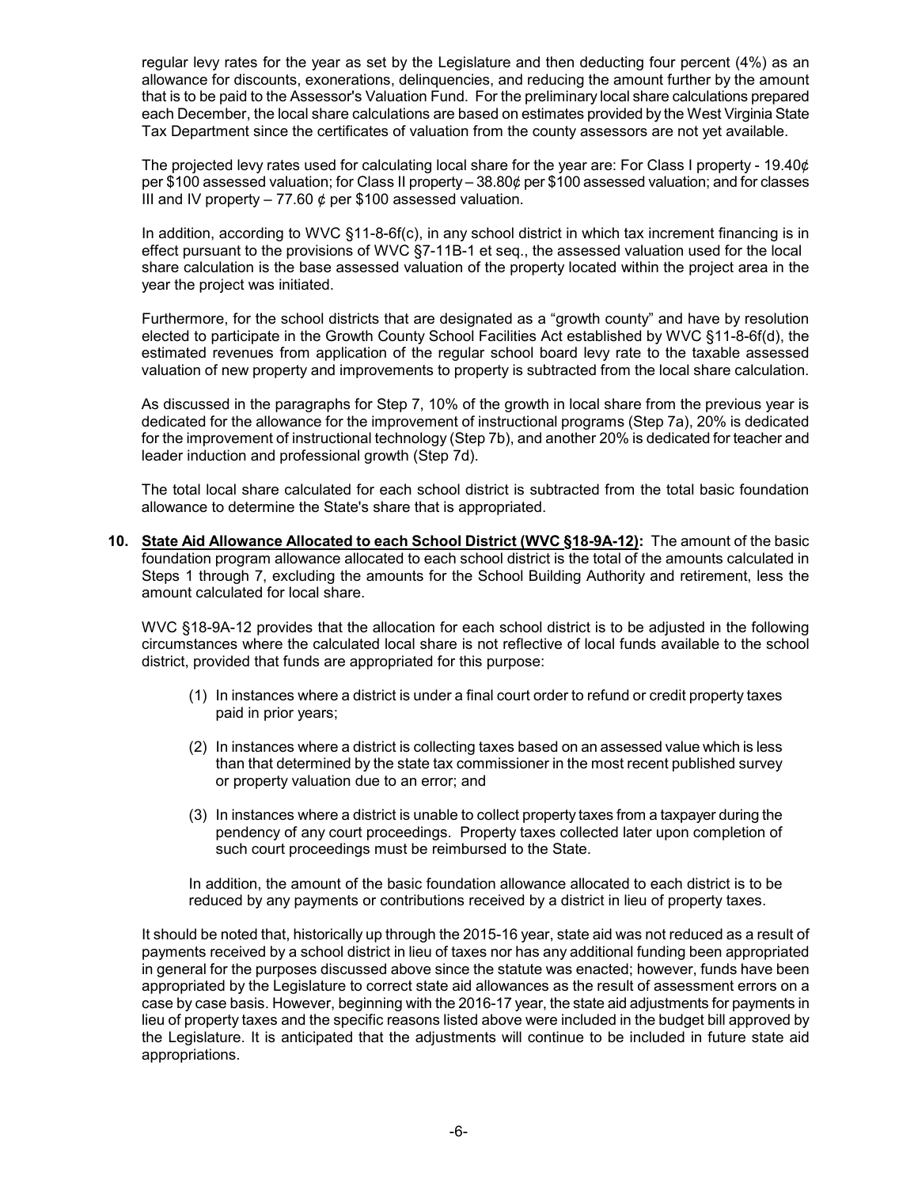regular levy rates for the year as set by the Legislature and then deducting four percent (4%) as an allowance for discounts, exonerations, delinquencies, and reducing the amount further by the amount that is to be paid to the Assessor's Valuation Fund. For the preliminary local share calculations prepared each December, the local share calculations are based on estimates provided by the West Virginia State Tax Department since the certificates of valuation from the county assessors are not yet available.

The projected levy rates used for calculating local share for the year are: For Class I property - 19.40¢ per $100 assessed valuation; for Class II property – 38.80¢ per $100 assessed valuation; and for classes III and IV property – 77.60 ¢ per $100 assessed valuation.

In addition, according to WVC §11-8-6f(c), in any school district in which tax increment financing is in effect pursuant to the provisions of WVC §7-11B-1 et seq., the assessed valuation used for the local share calculation is the base assessed valuation of the property located within the project area in the year the project was initiated.

Furthermore, for the school districts that are designated as a "growth county" and have by resolution elected to participate in the Growth County School Facilities Act established by WVC §11-8-6f(d), the estimated revenues from application of the regular school board levy rate to the taxable assessed valuation of new property and improvements to property is subtracted from the local share calculation.

As discussed in the paragraphs for Step 7, 10% of the growth in local share from the previous year is dedicated for the allowance for the improvement of instructional programs (Step 7a), 20% is dedicated for the improvement of instructional technology (Step 7b), and another 20% is dedicated for teacher and leader induction and professional growth (Step 7d).

The total local share calculated for each school district is subtracted from the total basic foundation allowance to determine the State's share that is appropriated.

**10. <u>State Aid Allowance Allocated to each School District (WVC §18-9A-12):</u>** The amount of the basic foundation program allowance allocated to each school district is the total of the amounts calculated in Steps 1 through 7, excluding the amounts for the School Building Authority and retirement, less the amount calculated for local share.

WVC §18-9A-12 provides that the allocation for each school district is to be adjusted in the following circumstances where the calculated local share is not reflective of local funds available to the school district, provided that funds are appropriated for this purpose:

(1) In instances where a district is under a final court order to refund or credit property taxes paid in prior years;

(2) In instances where a district is collecting taxes based on an assessed value which is less than that determined by the state tax commissioner in the most recent published survey or property valuation due to an error; and

(3) In instances where a district is unable to collect property taxes from a taxpayer during the pendency of any court proceedings. Property taxes collected later upon completion of such court proceedings must be reimbursed to the State.

In addition, the amount of the basic foundation allowance allocated to each district is to be reduced by any payments or contributions received by a district in lieu of property taxes.

It should be noted that, historically up through the 2015-16 year, state aid was not reduced as a result of payments received by a school district in lieu of taxes nor has any additional funding been appropriated in general for the purposes discussed above since the statute was enacted; however, funds have been appropriated by the Legislature to correct state aid allowances as the result of assessment errors on a case by case basis. However, beginning with the 2016-17 year, the state aid adjustments for payments in lieu of property taxes and the specific reasons listed above were included in the budget bill approved by the Legislature. It is anticipated that the adjustments will continue to be included in future state aid appropriations.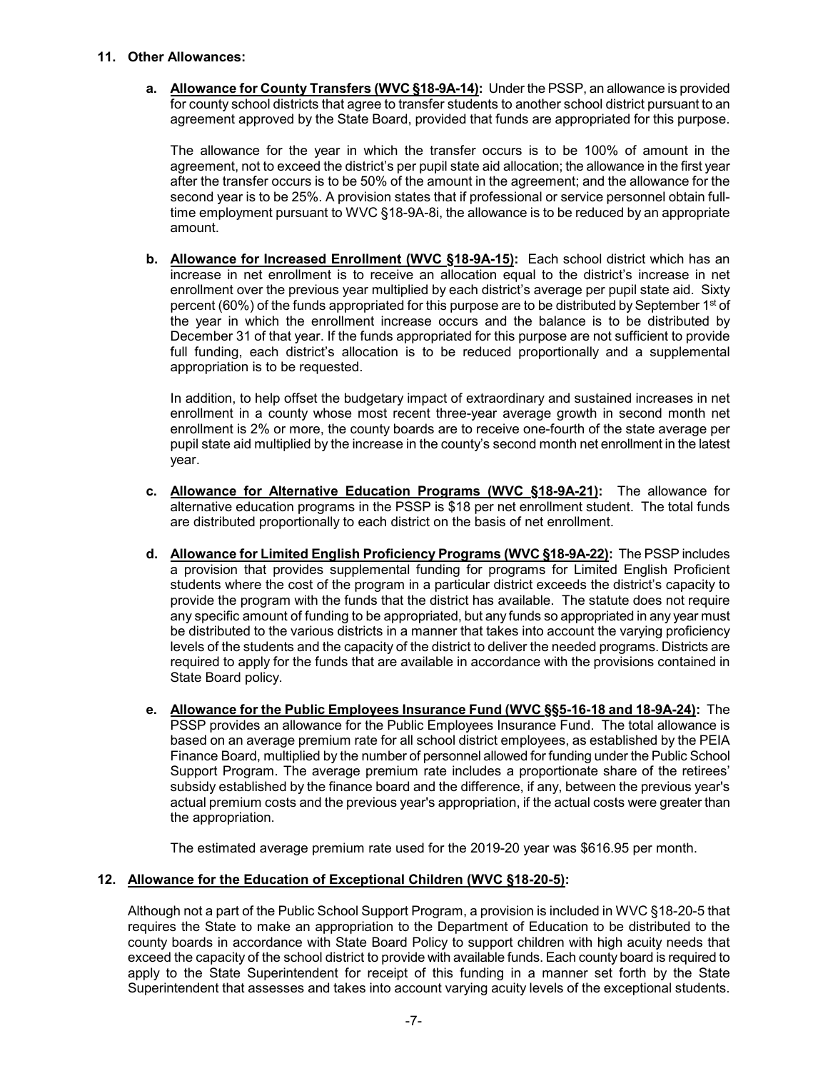**11. Other Allowances:**

**a. Allowance for County Transfers (WVC §18-9A-14):** Under the PSSP, an allowance is provided for county school districts that agree to transfer students to another school district pursuant to an agreement approved by the State Board, provided that funds are appropriated for this purpose.

The allowance for the year in which the transfer occurs is to be 100% of amount in the agreement, not to exceed the district's per pupil state aid allocation; the allowance in the first year after the transfer occurs is to be 50% of the amount in the agreement; and the allowance for the second year is to be 25%. A provision states that if professional or service personnel obtain full-time employment pursuant to WVC §18-9A-8i, the allowance is to be reduced by an appropriate amount.

**b. Allowance for Increased Enrollment (WVC §18-9A-15):** Each school district which has an increase in net enrollment is to receive an allocation equal to the district's increase in net enrollment over the previous year multiplied by each district's average per pupil state aid. Sixty percent (60%) of the funds appropriated for this purpose are to be distributed by September 1st of the year in which the enrollment increase occurs and the balance is to be distributed by December 31 of that year. If the funds appropriated for this purpose are not sufficient to provide full funding, each district's allocation is to be reduced proportionally and a supplemental appropriation is to be requested.

In addition, to help offset the budgetary impact of extraordinary and sustained increases in net enrollment in a county whose most recent three-year average growth in second month net enrollment is 2% or more, the county boards are to receive one-fourth of the state average per pupil state aid multiplied by the increase in the county's second month net enrollment in the latest year.

**c. Allowance for Alternative Education Programs (WVC §18-9A-21):** The allowance for alternative education programs in the PSSP is $18 per net enrollment student. The total funds are distributed proportionally to each district on the basis of net enrollment.

**d. Allowance for Limited English Proficiency Programs (WVC §18-9A-22):** The PSSP includes a provision that provides supplemental funding for programs for Limited English Proficient students where the cost of the program in a particular district exceeds the district's capacity to provide the program with the funds that the district has available. The statute does not require any specific amount of funding to be appropriated, but any funds so appropriated in any year must be distributed to the various districts in a manner that takes into account the varying proficiency levels of the students and the capacity of the district to deliver the needed programs. Districts are required to apply for the funds that are available in accordance with the provisions contained in State Board policy.

**e. Allowance for the Public Employees Insurance Fund (WVC §§5-16-18 and 18-9A-24):** The PSSP provides an allowance for the Public Employees Insurance Fund. The total allowance is based on an average premium rate for all school district employees, as established by the PEIA Finance Board, multiplied by the number of personnel allowed for funding under the Public School Support Program. The average premium rate includes a proportionate share of the retirees' subsidy established by the finance board and the difference, if any, between the previous year's actual premium costs and the previous year's appropriation, if the actual costs were greater than the appropriation.

The estimated average premium rate used for the 2019-20 year was $616.95 per month.

**12. Allowance for the Education of Exceptional Children (WVC §18-20-5):**

Although not a part of the Public School Support Program, a provision is included in WVC §18-20-5 that requires the State to make an appropriation to the Department of Education to be distributed to the county boards in accordance with State Board Policy to support children with high acuity needs that exceed the capacity of the school district to provide with available funds. Each county board is required to apply to the State Superintendent for receipt of this funding in a manner set forth by the State Superintendent that assesses and takes into account varying acuity levels of the exceptional students.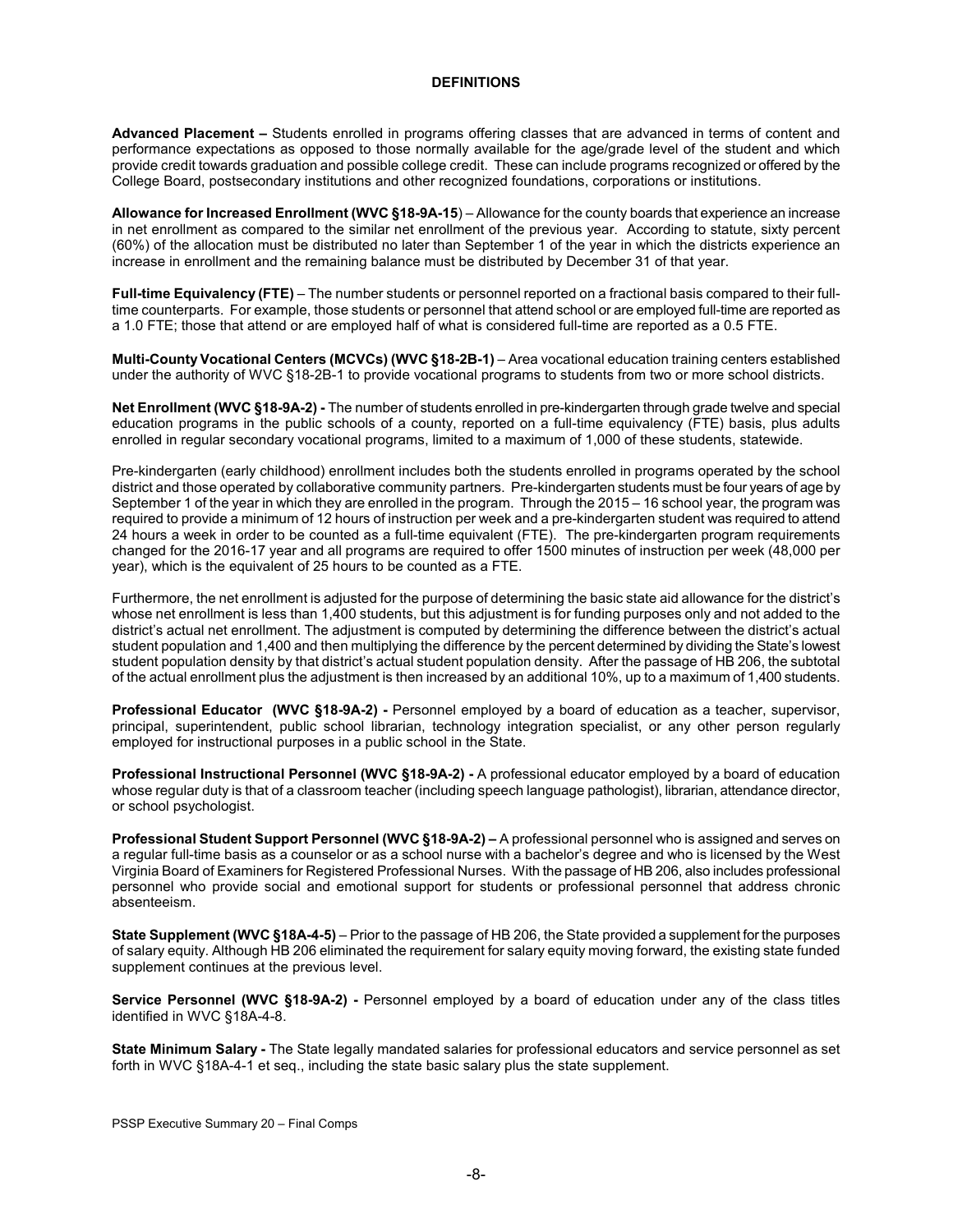# DEFINITIONS

**Advanced Placement –** Students enrolled in programs offering classes that are advanced in terms of content and performance expectations as opposed to those normally available for the age/grade level of the student and which provide credit towards graduation and possible college credit. These can include programs recognized or offered by the College Board, postsecondary institutions and other recognized foundations, corporations or institutions.

**Allowance for Increased Enrollment (WVC §18-9A-15**) – Allowance for the county boards that experience an increase in net enrollment as compared to the similar net enrollment of the previous year. According to statute, sixty percent (60%) of the allocation must be distributed no later than September 1 of the year in which the districts experience an increase in enrollment and the remaining balance must be distributed by December 31 of that year.

**Full-time Equivalency (FTE)** – The number students or personnel reported on a fractional basis compared to their full-time counterparts. For example, those students or personnel that attend school or are employed full-time are reported as a 1.0 FTE; those that attend or are employed half of what is considered full-time are reported as a 0.5 FTE.

**Multi-County Vocational Centers (MCVCs) (WVC §18-2B-1)** – Area vocational education training centers established under the authority of WVC §18-2B-1 to provide vocational programs to students from two or more school districts.

**Net Enrollment (WVC §18-9A-2) -** The number of students enrolled in pre-kindergarten through grade twelve and special education programs in the public schools of a county, reported on a full-time equivalency (FTE) basis, plus adults enrolled in regular secondary vocational programs, limited to a maximum of 1,000 of these students, statewide.

Pre-kindergarten (early childhood) enrollment includes both the students enrolled in programs operated by the school district and those operated by collaborative community partners. Pre-kindergarten students must be four years of age by September 1 of the year in which they are enrolled in the program. Through the 2015 – 16 school year, the program was required to provide a minimum of 12 hours of instruction per week and a pre-kindergarten student was required to attend 24 hours a week in order to be counted as a full-time equivalent (FTE). The pre-kindergarten program requirements changed for the 2016-17 year and all programs are required to offer 1500 minutes of instruction per week (48,000 per year), which is the equivalent of 25 hours to be counted as a FTE.

Furthermore, the net enrollment is adjusted for the purpose of determining the basic state aid allowance for the district's whose net enrollment is less than 1,400 students, but this adjustment is for funding purposes only and not added to the district's actual net enrollment. The adjustment is computed by determining the difference between the district's actual student population and 1,400 and then multiplying the difference by the percent determined by dividing the State's lowest student population density by that district's actual student population density. After the passage of HB 206, the subtotal of the actual enrollment plus the adjustment is then increased by an additional 10%, up to a maximum of 1,400 students.

**Professional Educator (WVC §18-9A-2) -** Personnel employed by a board of education as a teacher, supervisor, principal, superintendent, public school librarian, technology integration specialist, or any other person regularly employed for instructional purposes in a public school in the State.

**Professional Instructional Personnel (WVC §18-9A-2) -** A professional educator employed by a board of education whose regular duty is that of a classroom teacher (including speech language pathologist), librarian, attendance director, or school psychologist.

**Professional Student Support Personnel (WVC §18-9A-2) –** A professional personnel who is assigned and serves on a regular full-time basis as a counselor or as a school nurse with a bachelor's degree and who is licensed by the West Virginia Board of Examiners for Registered Professional Nurses. With the passage of HB 206, also includes professional personnel who provide social and emotional support for students or professional personnel that address chronic absenteeism.

**State Supplement (WVC §18A-4-5)** – Prior to the passage of HB 206, the State provided a supplement for the purposes of salary equity. Although HB 206 eliminated the requirement for salary equity moving forward, the existing state funded supplement continues at the previous level.

**Service Personnel (WVC §18-9A-2) -** Personnel employed by a board of education under any of the class titles identified in WVC §18A-4-8.

**State Minimum Salary -** The State legally mandated salaries for professional educators and service personnel as set forth in WVC §18A-4-1 et seq., including the state basic salary plus the state supplement.